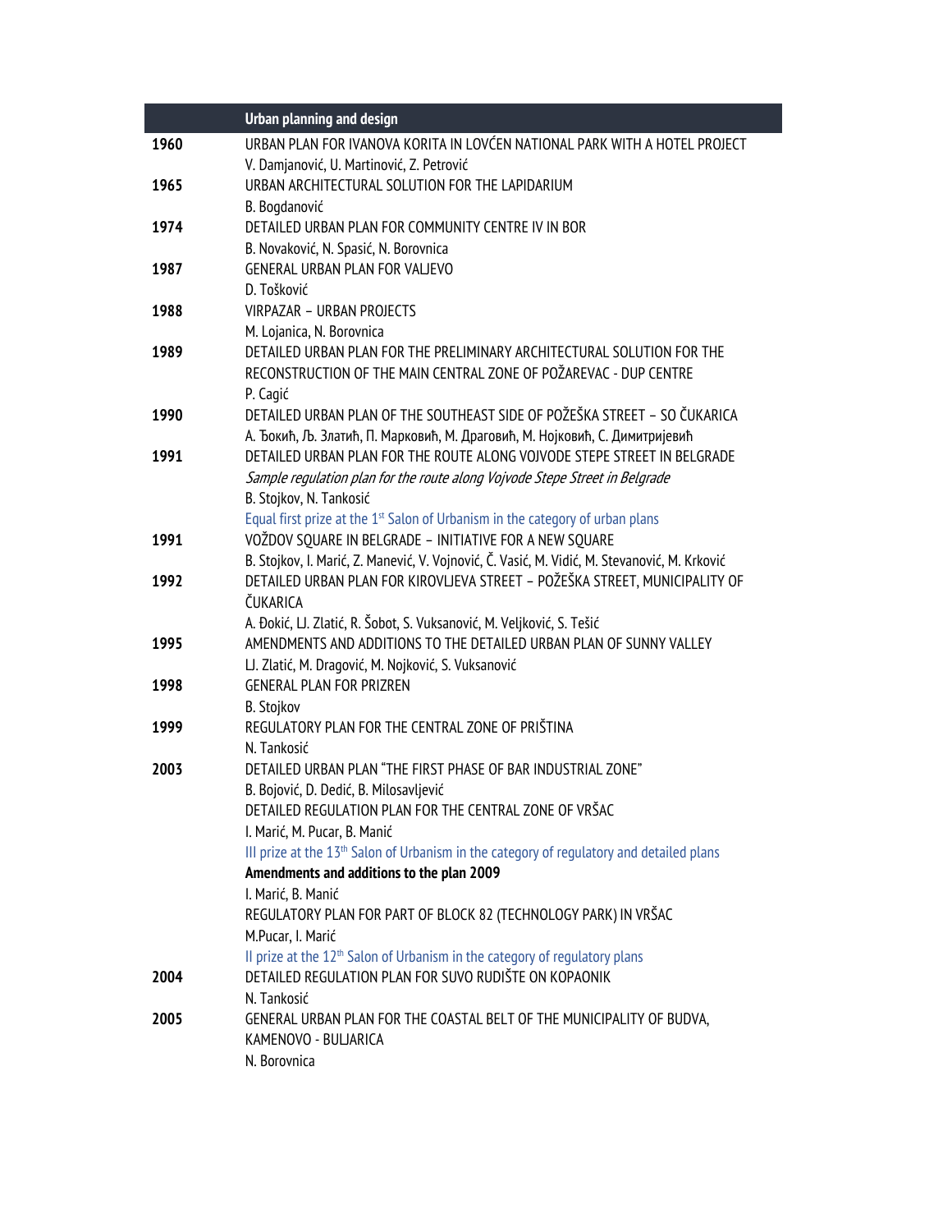| | Urban planning and design |
|---|---|
| **1960** | URBAN PLAN FOR IVANOVA KORITA IN LOVĆEN NATIONAL PARK WITH A HOTEL PROJECT<br>V. Damjanović, U. Martinović, Z. Petrović |
| **1965** | URBAN ARCHITECTURAL SOLUTION FOR THE LAPIDARIUM<br>B. Bogdanović |
| **1974** | DETAILED URBAN PLAN FOR COMMUNITY CENTRE IV IN BOR<br>B. Novaković, N. Spasić, N. Borovnica |
| **1987** | GENERAL URBAN PLAN FOR VALJEVO<br>D. Tošković |
| **1988** | VIRPAZAR – URBAN PROJECTS<br>M. Lojanica, N. Borovnica |
| **1989** | DETAILED URBAN PLAN FOR THE PRELIMINARY ARCHITECTURAL SOLUTION FOR THE RECONSTRUCTION OF THE MAIN CENTRAL ZONE OF POŽAREVAC - DUP CENTRE<br>P. Cagić |
| **1990** | DETAILED URBAN PLAN OF THE SOUTHEAST SIDE OF POŽEŠKA STREET – SO ČUKARICA<br>А. Ђокић, Љ. Златић, П. Марковић, М. Драговић, М. Нојковић, С. Димитријевић |
| **1991** | DETAILED URBAN PLAN FOR THE ROUTE ALONG VOJVODE STEPE STREET IN BELGRADE<br>*Sample regulation plan for the route along Vojvode Stepe Street in Belgrade*<br>B. Stojkov, N. Tankosić<br>Equal first prize at the 1st Salon of Urbanism in the category of urban plans |
| **1991** | VOŽDOV SQUARE IN BELGRADE – INITIATIVE FOR A NEW SQUARE<br>B. Stojkov, I. Marić, Z. Manević, V. Vojnović, Č. Vasić, M. Vidić, M. Stevanović, M. Krković |
| **1992** | DETAILED URBAN PLAN FOR KIROVLJEVA STREET – POŽEŠKA STREET, MUNICIPALITY OF ČUKARICA<br>A. Đokić, LJ. Zlatić, R. Šobot, S. Vuksanović, M. Veljković, S. Tešić |
| **1995** | AMENDMENTS AND ADDITIONS TO THE DETAILED URBAN PLAN OF SUNNY VALLEY<br>LJ. Zlatić, M. Dragović, M. Nojković, S. Vuksanović |
| **1998** | GENERAL PLAN FOR PRIZREN<br>B. Stojkov |
| **1999** | REGULATORY PLAN FOR THE CENTRAL ZONE OF PRIŠTINA<br>N. Tankosić |
| **2003** | DETAILED URBAN PLAN "THE FIRST PHASE OF BAR INDUSTRIAL ZONE"<br>B. Bojović, D. Dedić, B. Milosavljević<br>DETAILED REGULATION PLAN FOR THE CENTRAL ZONE OF VRŠAC<br>I. Marić, M. Pucar, B. Manić<br>III prize at the 13th Salon of Urbanism in the category of regulatory and detailed plans<br>**Amendments and additions to the plan 2009**<br>I. Marić, B. Manić<br>REGULATORY PLAN FOR PART OF BLOCK 82 (TECHNOLOGY PARK) IN VRŠAC<br>M.Pucar, I. Marić<br>II prize at the 12th Salon of Urbanism in the category of regulatory plans |
| **2004** | DETAILED REGULATION PLAN FOR SUVO RUDIŠTE ON KOPAONIK<br>N. Tankosić |
| **2005** | GENERAL URBAN PLAN FOR THE COASTAL BELT OF THE MUNICIPALITY OF BUDVA, KAMENOVO - BULJARICA<br>N. Borovnica |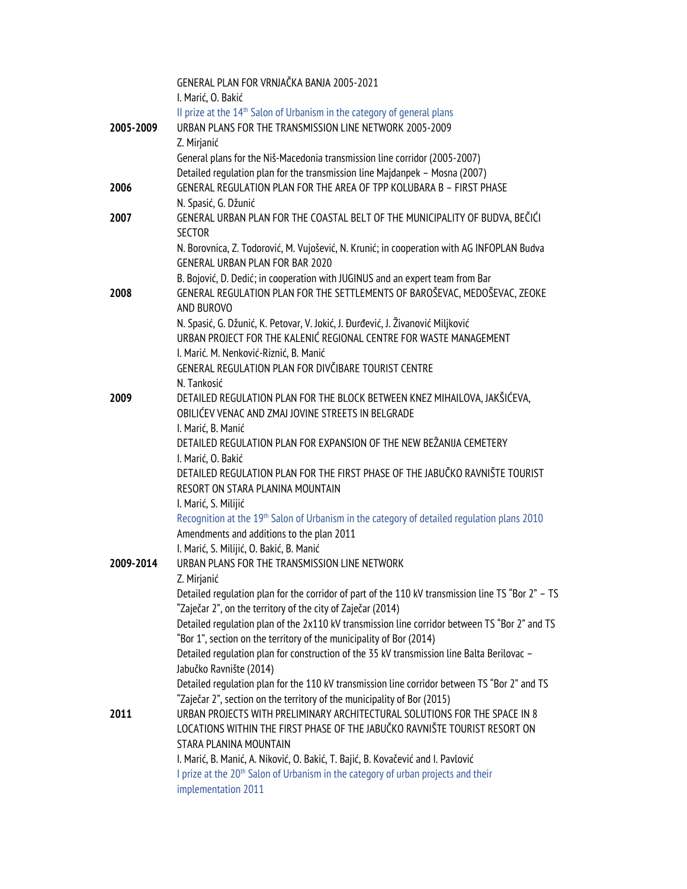GENERAL PLAN FOR VRNJAČKA BANJA 2005-2021
I. Marić, O. Bakić
II prize at the 14th Salon of Urbanism in the category of general plans

**2005-2009** URBAN PLANS FOR THE TRANSMISSION LINE NETWORK 2005-2009
Z. Mirjanić
General plans for the Niš-Macedonia transmission line corridor (2005-2007)
Detailed regulation plan for the transmission line Majdanpek – Mosna (2007)

**2006** GENERAL REGULATION PLAN FOR THE AREA OF TPP KOLUBARA B – FIRST PHASE
N. Spasić, G. Džunić

**2007** GENERAL URBAN PLAN FOR THE COASTAL BELT OF THE MUNICIPALITY OF BUDVA, BEČIĆI SECTOR
N. Borovnica, Z. Todorović, M. Vujošević, N. Krunić; in cooperation with AG INFOPLAN Budva
GENERAL URBAN PLAN FOR BAR 2020
B. Bojović, D. Dedić; in cooperation with JUGINUS and an expert team from Bar

**2008** GENERAL REGULATION PLAN FOR THE SETTLEMENTS OF BAROŠEVAC, MEDOŠEVAC, ZEOKE AND BUROVO
N. Spasić, G. Džunić, K. Petovar, V. Jokić, J. Đurđević, J. Živanović Miljković
URBAN PROJECT FOR THE KALENIĆ REGIONAL CENTRE FOR WASTE MANAGEMENT
I. Marić. M. Nenković-Riznić, B. Manić
GENERAL REGULATION PLAN FOR DIVČIBARE TOURIST CENTRE
N. Tankosić

**2009** DETAILED REGULATION PLAN FOR THE BLOCK BETWEEN KNEZ MIHAILOVA, JAKŠIĆEVA, OBILIĆEV VENAC AND ZMAJ JOVINE STREETS IN BELGRADE
I. Marić, B. Manić
DETAILED REGULATION PLAN FOR EXPANSION OF THE NEW BEŽANIJA CEMETERY
I. Marić, O. Bakić
DETAILED REGULATION PLAN FOR THE FIRST PHASE OF THE JABUČKO RAVNIŠTE TOURIST RESORT ON STARA PLANINA MOUNTAIN
I. Marić, S. Milijić
Recognition at the 19th Salon of Urbanism in the category of detailed regulation plans 2010
Amendments and additions to the plan 2011
I. Marić, S. Milijić, O. Bakić, B. Manić

**2009-2014** URBAN PLANS FOR THE TRANSMISSION LINE NETWORK
Z. Mirjanić
Detailed regulation plan for the corridor of part of the 110 kV transmission line TS "Bor 2" – TS "Zaječar 2", on the territory of the city of Zaječar (2014)
Detailed regulation plan of the 2x110 kV transmission line corridor between TS "Bor 2" and TS "Bor 1", section on the territory of the municipality of Bor (2014)
Detailed regulation plan for construction of the 35 kV transmission line Balta Berilovac – Jabučko Ravnište (2014)
Detailed regulation plan for the 110 kV transmission line corridor between TS "Bor 2" and TS "Zaječar 2", section on the territory of the municipality of Bor (2015)

**2011** URBAN PROJECTS WITH PRELIMINARY ARCHITECTURAL SOLUTIONS FOR THE SPACE IN 8 LOCATIONS WITHIN THE FIRST PHASE OF THE JABUČKO RAVNIŠTE TOURIST RESORT ON STARA PLANINA MOUNTAIN
I. Marić, B. Manić, A. Niković, O. Bakić, T. Bajić, B. Kovačević and I. Pavlović
I prize at the 20th Salon of Urbanism in the category of urban projects and their implementation 2011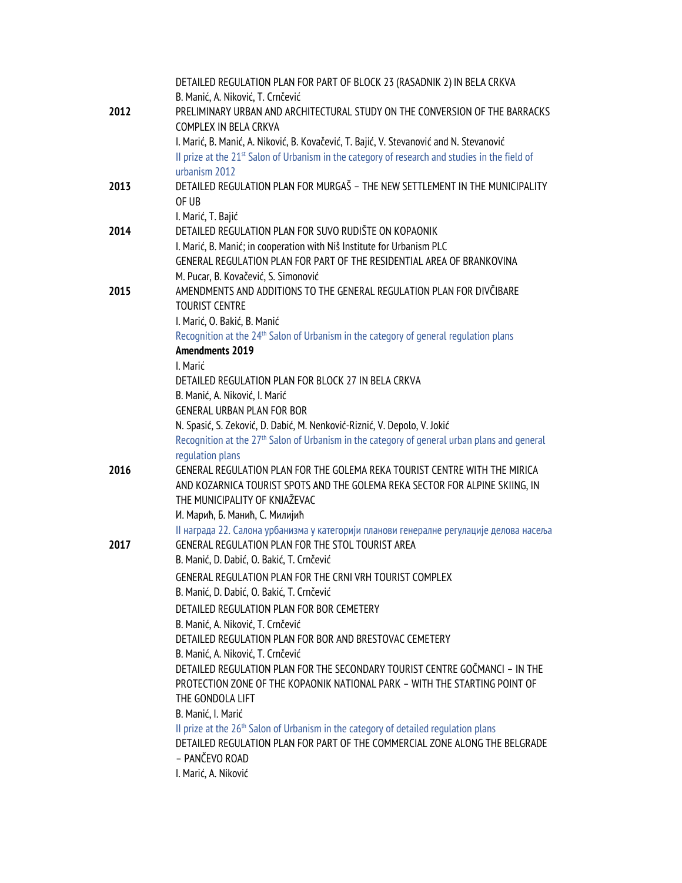DETAILED REGULATION PLAN FOR PART OF BLOCK 23 (RASADNIK 2) IN BELA CRKVA
B. Manić, A. Niković, T. Crnčević

**2012** PRELIMINARY URBAN AND ARCHITECTURAL STUDY ON THE CONVERSION OF THE BARRACKS COMPLEX IN BELA CRKVA
I. Marić, B. Manić, A. Niković, B. Kovačević, T. Bajić, V. Stevanović and N. Stevanović
II prize at the 21st Salon of Urbanism in the category of research and studies in the field of urbanism 2012

**2013** DETAILED REGULATION PLAN FOR MURGAŠ – THE NEW SETTLEMENT IN THE MUNICIPALITY OF UB
I. Marić, T. Bajić

**2014** DETAILED REGULATION PLAN FOR SUVO RUDIŠTE ON KOPAONIK
I. Marić, B. Manić; in cooperation with Niš Institute for Urbanism PLC
GENERAL REGULATION PLAN FOR PART OF THE RESIDENTIAL AREA OF BRANKOVINA
M. Pucar, B. Kovačević, S. Simonović

**2015** AMENDMENTS AND ADDITIONS TO THE GENERAL REGULATION PLAN FOR DIVČIBARE TOURIST CENTRE
I. Marić, O. Bakić, B. Manić
Recognition at the 24th Salon of Urbanism in the category of general regulation plans
**Amendments 2019**
I. Marić
DETAILED REGULATION PLAN FOR BLOCK 27 IN BELA CRKVA
B. Manić, A. Niković, I. Marić
GENERAL URBAN PLAN FOR BOR
N. Spasić, S. Zeković, D. Dabić, M. Nenković-Riznić, V. Depolo, V. Jokić
Recognition at the 27th Salon of Urbanism in the category of general urban plans and general regulation plans

**2016** GENERAL REGULATION PLAN FOR THE GOLEMA REKA TOURIST CENTRE WITH THE MIRICA AND KOZARNICA TOURIST SPOTS AND THE GOLEMA REKA SECTOR FOR ALPINE SKIING, IN THE MUNICIPALITY OF KNJAŽEVAC
И. Марић, Б. Манић, С. Милијић
II награда 22. Салона урбанизма у категорији планови генералне регулације делова насеља

**2017** GENERAL REGULATION PLAN FOR THE STOL TOURIST AREA
B. Manić, D. Dabić, O. Bakić, T. Crnčević
GENERAL REGULATION PLAN FOR THE CRNI VRH TOURIST COMPLEX
B. Manić, D. Dabić, O. Bakić, T. Crnčević
DETAILED REGULATION PLAN FOR BOR CEMETERY
B. Manić, A. Niković, T. Crnčević
DETAILED REGULATION PLAN FOR BOR AND BRESTOVAC CEMETERY
B. Manić, A. Niković, T. Crnčević
DETAILED REGULATION PLAN FOR THE SECONDARY TOURIST CENTRE GOČMANCI – IN THE PROTECTION ZONE OF THE KOPAONIK NATIONAL PARK – WITH THE STARTING POINT OF THE GONDOLA LIFT
B. Manić, I. Marić
II prize at the 26th Salon of Urbanism in the category of detailed regulation plans
DETAILED REGULATION PLAN FOR PART OF THE COMMERCIAL ZONE ALONG THE BELGRADE – PANČEVO ROAD
I. Marić, A. Niković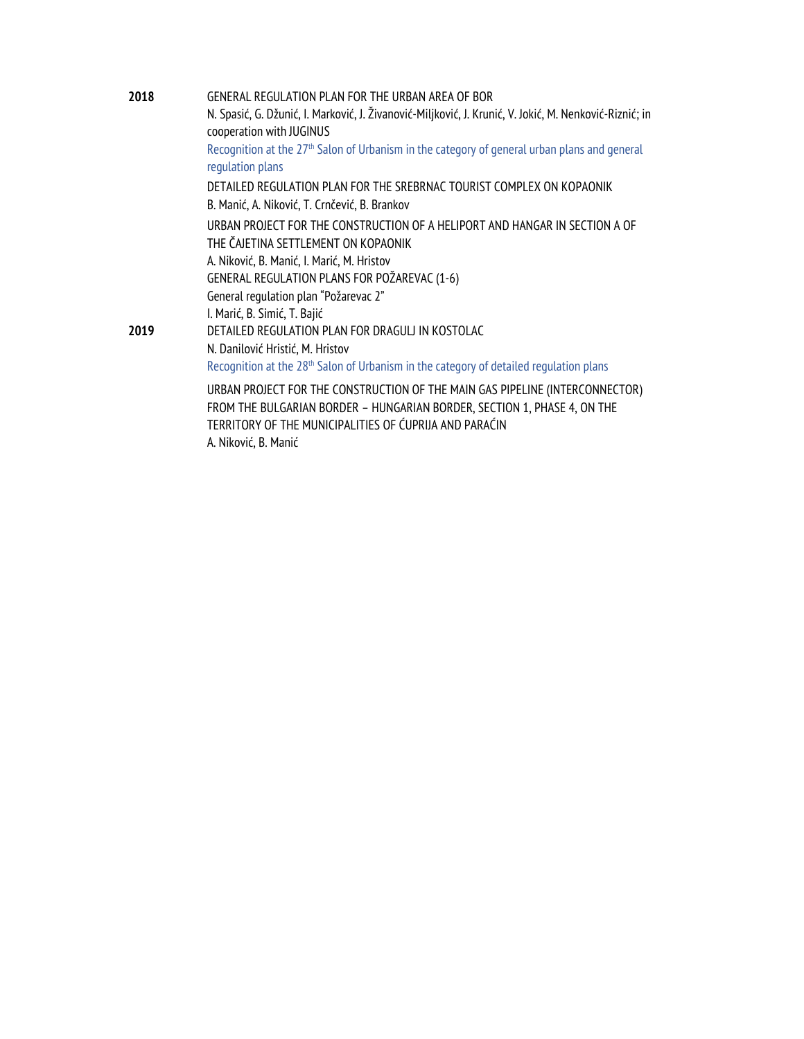**2018**

GENERAL REGULATION PLAN FOR THE URBAN AREA OF BOR
N. Spasić, G. Džunić, I. Marković, J. Živanović-Miljković, J. Krunić, V. Jokić, M. Nenković-Riznić; in cooperation with JUGINUS
Recognition at the 27th Salon of Urbanism in the category of general urban plans and general regulation plans

DETAILED REGULATION PLAN FOR THE SREBRNAC TOURIST COMPLEX ON KOPAONIK
B. Manić, A. Niković, T. Crnčević, B. Brankov

URBAN PROJECT FOR THE CONSTRUCTION OF A HELIPORT AND HANGAR IN SECTION A OF THE ČAJETINA SETTLEMENT ON KOPAONIK
A. Niković, B. Manić, I. Marić, M. Hristov

GENERAL REGULATION PLANS FOR POŽAREVAC (1-6)
General regulation plan "Požarevac 2"
I. Marić, B. Simić, T. Bajić

**2019**

DETAILED REGULATION PLAN FOR DRAGULJ IN KOSTOLAC
N. Danilović Hristić, M. Hristov
Recognition at the 28th Salon of Urbanism in the category of detailed regulation plans

URBAN PROJECT FOR THE CONSTRUCTION OF THE MAIN GAS PIPELINE (INTERCONNECTOR) FROM THE BULGARIAN BORDER – HUNGARIAN BORDER, SECTION 1, PHASE 4, ON THE TERRITORY OF THE MUNICIPALITIES OF ĆUPRIJA AND PARAĆIN
A. Niković, B. Manić